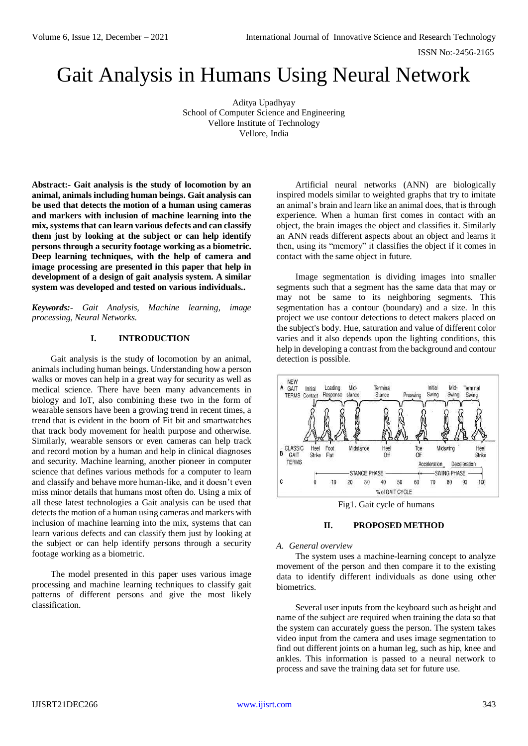# Gait Analysis in Humans Using Neural Network

Aditya Upadhyay
School of Computer Science and Engineering
Vellore Institute of Technology
Vellore, India

**Abstract:- Gait analysis is the study of locomotion by an animal, animals including human beings. Gait analysis can be used that detects the motion of a human using cameras and markers with inclusion of machine learning into the mix, systems that can learn various defects and can classify them just by looking at the subject or can help identify persons through a security footage working as a biometric. Deep learning techniques, with the help of camera and image processing are presented in this paper that help in development of a design of gait analysis system. A similar system was developed and tested on various individuals..**

***Keywords:-*** *Gait Analysis, Machine learning, image processing, Neural Networks.*

## I. INTRODUCTION

Gait analysis is the study of locomotion by an animal, animals including human beings. Understanding how a person walks or moves can help in a great way for security as well as medical science. There have been many advancements in biology and IoT, also combining these two in the form of wearable sensors have been a growing trend in recent times, a trend that is evident in the boom of Fit bit and smartwatches that track body movement for health purpose and otherwise. Similarly, wearable sensors or even cameras can help track and record motion by a human and help in clinical diagnoses and security. Machine learning, another pioneer in computer science that defines various methods for a computer to learn and classify and behave more human-like, and it doesn't even miss minor details that humans most often do. Using a mix of all these latest technologies a Gait analysis can be used that detects the motion of a human using cameras and markers with inclusion of machine learning into the mix, systems that can learn various defects and can classify them just by looking at the subject or can help identify persons through a security footage working as a biometric.

The model presented in this paper uses various image processing and machine learning techniques to classify gait patterns of different persons and give the most likely classification.

Artificial neural networks (ANN) are biologically inspired models similar to weighted graphs that try to imitate an animal's brain and learn like an animal does, that is through experience. When a human first comes in contact with an object, the brain images the object and classifies it. Similarly an ANN reads different aspects about an object and learns it then, using its "memory" it classifies the object if it comes in contact with the same object in future.

Image segmentation is dividing images into smaller segments such that a segment has the same data that may or may not be same to its neighboring segments. This segmentation has a contour (boundary) and a size. In this project we use contour detections to detect makers placed on the subject's body. Hue, saturation and value of different color varies and it also depends upon the lighting conditions, this help in developing a contrast from the background and contour detection is possible.

Fig1. Gait cycle of humans

## II. PROPOSED METHOD

### *A. General overview*

The system uses a machine-learning concept to analyze movement of the person and then compare it to the existing data to identify different individuals as done using other biometrics.

Several user inputs from the keyboard such as height and name of the subject are required when training the data so that the system can accurately guess the person. The system takes video input from the camera and uses image segmentation to find out different joints on a human leg, such as hip, knee and ankles. This information is passed to a neural network to process and save the training data set for future use.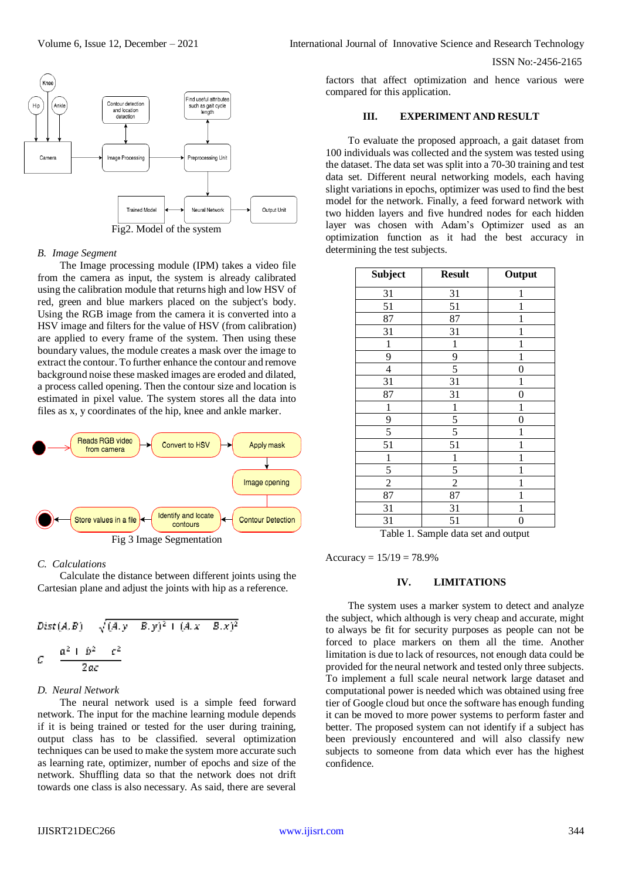Fig2. Model of the system

### *B. Image Segment*

The Image processing module (IPM) takes a video file from the camera as input, the system is already calibrated using the calibration module that returns high and low HSV of red, green and blue markers placed on the subject's body. Using the RGB image from the camera it is converted into a HSV image and filters for the value of HSV (from calibration) are applied to every frame of the system. Then using these boundary values, the module creates a mask over the image to extract the contour. To further enhance the contour and remove background noise these masked images are eroded and dilated, a process called opening. Then the contour size and location is estimated in pixel value. The system stores all the data into files as x, y coordinates of the hip, knee and ankle marker.

Fig 3 Image Segmentation

### *C. Calculations*

Calculate the distance between different joints using the Cartesian plane and adjust the joints with hip as a reference.

$$Dist(A,B) = \sqrt{(A.y - B.y)^2 + (A.x - B.x)^2}$$

$$C = \frac{a^2 + b^2 - c^2}{2ac}$$

### *D. Neural Network*

The neural network used is a simple feed forward network. The input for the machine learning module depends if it is being trained or tested for the user during training, output class has to be classified. several optimization techniques can be used to make the system more accurate such as learning rate, optimizer, number of epochs and size of the network. Shuffling data so that the network does not drift towards one class is also necessary. As said, there are several factors that affect optimization and hence various were compared for this application.

## III. EXPERIMENT AND RESULT

To evaluate the proposed approach, a gait dataset from 100 individuals was collected and the system was tested using the dataset. The data set was split into a 70-30 training and test data set. Different neural networking models, each having slight variations in epochs, optimizer was used to find the best model for the network. Finally, a feed forward network with two hidden layers and five hundred nodes for each hidden layer was chosen with Adam's Optimizer used as an optimization function as it had the best accuracy in determining the test subjects.

| Subject | Result | Output |
|---|---|---|
| 31 | 31 | 1 |
| 51 | 51 | 1 |
| 87 | 87 | 1 |
| 31 | 31 | 1 |
| 1 | 1 | 1 |
| 9 | 9 | 1 |
| 4 | 5 | 0 |
| 31 | 31 | 1 |
| 87 | 31 | 0 |
| 1 | 1 | 1 |
| 9 | 5 | 0 |
| 5 | 5 | 1 |
| 51 | 51 | 1 |
| 1 | 1 | 1 |
| 5 | 5 | 1 |
| 2 | 2 | 1 |
| 87 | 87 | 1 |
| 31 | 31 | 1 |
| 31 | 51 | 0 |

Table 1. Sample data set and output

Accuracy = 15/19 = 78.9%

## IV. LIMITATIONS

The system uses a marker system to detect and analyze the subject, which although is very cheap and accurate, might to always be fit for security purposes as people can not be forced to place markers on them all the time. Another limitation is due to lack of resources, not enough data could be provided for the neural network and tested only three subjects. To implement a full scale neural network large dataset and computational power is needed which was obtained using free tier of Google cloud but once the software has enough funding it can be moved to more power systems to perform faster and better. The proposed system can not identify if a subject has been previously encountered and will also classify new subjects to someone from data which ever has the highest confidence.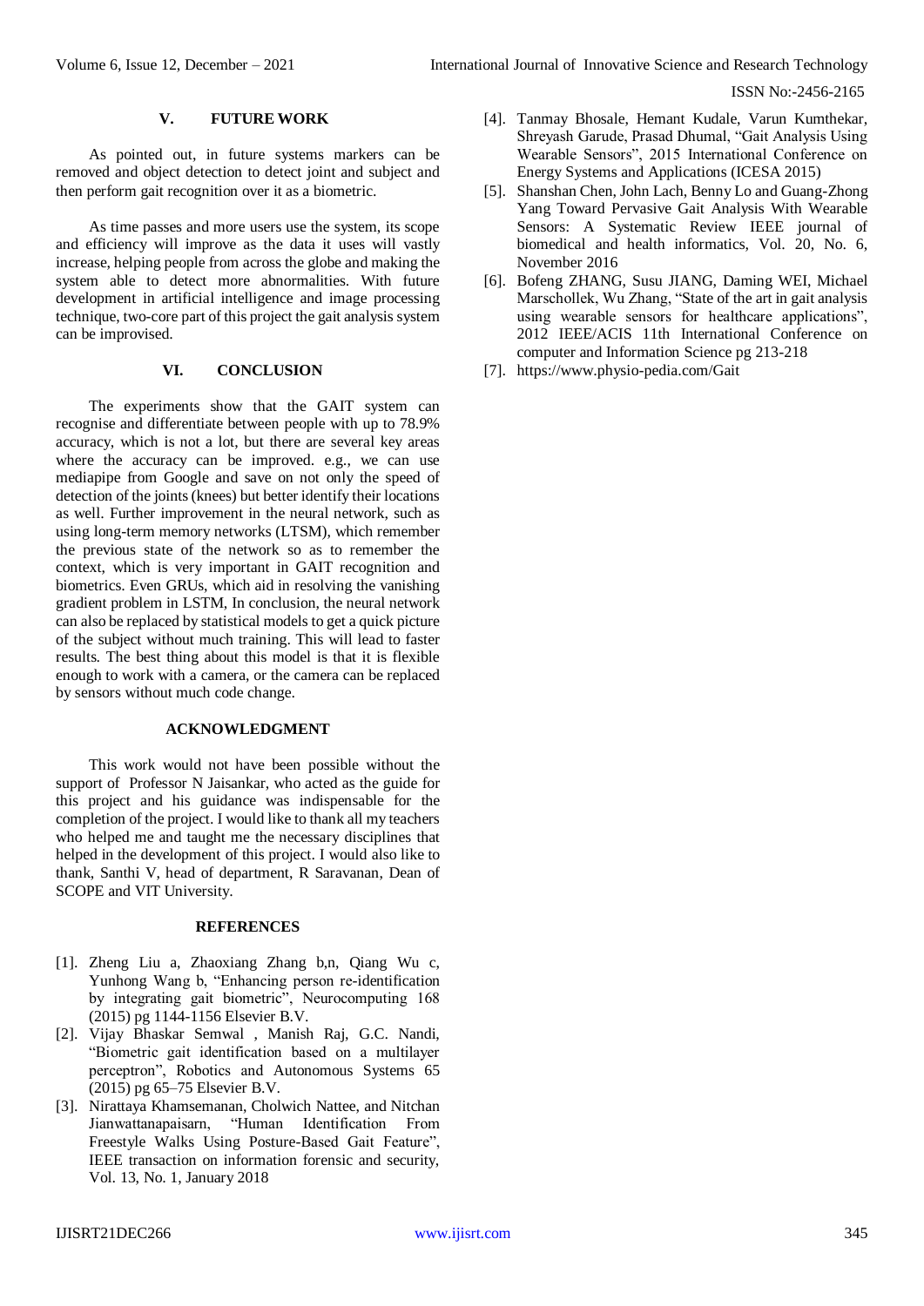## V. FUTURE WORK

As pointed out, in future systems markers can be removed and object detection to detect joint and subject and then perform gait recognition over it as a biometric.

As time passes and more users use the system, its scope and efficiency will improve as the data it uses will vastly increase, helping people from across the globe and making the system able to detect more abnormalities. With future development in artificial intelligence and image processing technique, two-core part of this project the gait analysis system can be improvised.

## VI. CONCLUSION

The experiments show that the GAIT system can recognise and differentiate between people with up to 78.9% accuracy, which is not a lot, but there are several key areas where the accuracy can be improved. e.g., we can use mediapipe from Google and save on not only the speed of detection of the joints (knees) but better identify their locations as well. Further improvement in the neural network, such as using long-term memory networks (LTSM), which remember the previous state of the network so as to remember the context, which is very important in GAIT recognition and biometrics. Even GRUs, which aid in resolving the vanishing gradient problem in LSTM, In conclusion, the neural network can also be replaced by statistical models to get a quick picture of the subject without much training. This will lead to faster results. The best thing about this model is that it is flexible enough to work with a camera, or the camera can be replaced by sensors without much code change.

## ACKNOWLEDGMENT

This work would not have been possible without the support of Professor N Jaisankar, who acted as the guide for this project and his guidance was indispensable for the completion of the project. I would like to thank all my teachers who helped me and taught me the necessary disciplines that helped in the development of this project. I would also like to thank, Santhi V, head of department, R Saravanan, Dean of SCOPE and VIT University.

## REFERENCES

[1]. Zheng Liu a, Zhaoxiang Zhang b,n, Qiang Wu c, Yunhong Wang b, "Enhancing person re-identification by integrating gait biometric", Neurocomputing 168 (2015) pg 1144-1156 Elsevier B.V.

[2]. Vijay Bhaskar Semwal , Manish Raj, G.C. Nandi, "Biometric gait identification based on a multilayer perceptron", Robotics and Autonomous Systems 65 (2015) pg 65–75 Elsevier B.V.

[3]. Nirattaya Khamsemanan, Cholwich Nattee, and Nitchan Jianwattanapaisarn, "Human Identification From Freestyle Walks Using Posture-Based Gait Feature", IEEE transaction on information forensic and security, Vol. 13, No. 1, January 2018

[4]. Tanmay Bhosale, Hemant Kudale, Varun Kumthekar, Shreyash Garude, Prasad Dhumal, "Gait Analysis Using Wearable Sensors", 2015 International Conference on Energy Systems and Applications (ICESA 2015)

[5]. Shanshan Chen, John Lach, Benny Lo and Guang-Zhong Yang Toward Pervasive Gait Analysis With Wearable Sensors: A Systematic Review IEEE journal of biomedical and health informatics, Vol. 20, No. 6, November 2016

[6]. Bofeng ZHANG, Susu JIANG, Daming WEI, Michael Marschollek, Wu Zhang, "State of the art in gait analysis using wearable sensors for healthcare applications", 2012 IEEE/ACIS 11th International Conference on computer and Information Science pg 213-218

[7]. https://www.physio-pedia.com/Gait